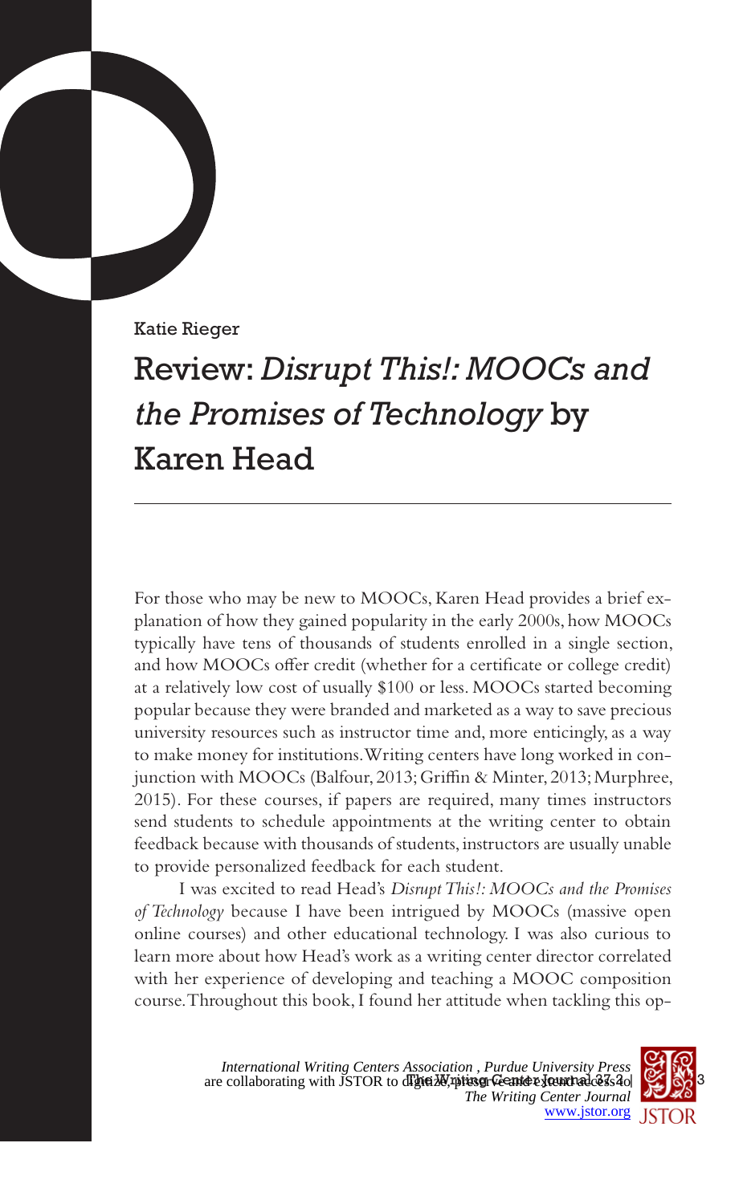Katie Rieger

# Review: *Disrupt This!: MOOCs and the Promises of Technology* by Karen Head

For those who may be new to MOOCs, Karen Head provides a brief explanation of how they gained popularity in the early 2000s, how MOOCs typically have tens of thousands of students enrolled in a single section, and how MOOCs offer credit (whether for a certificate or college credit) at a relatively low cost of usually $100 or less. MOOCs started becoming popular because they were branded and marketed as a way to save precious university resources such as instructor time and, more enticingly, as a way to make money for institutions. Writing centers have long worked in conjunction with MOOCs (Balfour, 2013; Griffin & Minter, 2013; Murphree, 2015). For these courses, if papers are required, many times instructors send students to schedule appointments at the writing center to obtain feedback because with thousands of students, instructors are usually unable to provide personalized feedback for each student.

I was excited to read Head's *Disrupt This!: MOOCs and the Promises of Technology* because I have been intrigued by MOOCs (massive open online courses) and other educational technology. I was also curious to learn more about how Head's work as a writing center director correlated with her experience of developing and teaching a MOOC composition course. Throughout this book, I found her attitude when tackling this op-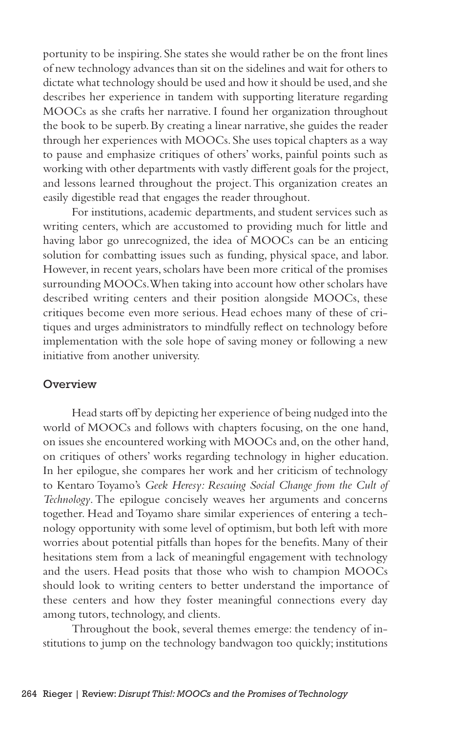portunity to be inspiring. She states she would rather be on the front lines of new technology advances than sit on the sidelines and wait for others to dictate what technology should be used and how it should be used, and she describes her experience in tandem with supporting literature regarding MOOCs as she crafts her narrative. I found her organization throughout the book to be superb. By creating a linear narrative, she guides the reader through her experiences with MOOCs. She uses topical chapters as a way to pause and emphasize critiques of others' works, painful points such as working with other departments with vastly different goals for the project, and lessons learned throughout the project. This organization creates an easily digestible read that engages the reader throughout.

For institutions, academic departments, and student services such as writing centers, which are accustomed to providing much for little and having labor go unrecognized, the idea of MOOCs can be an enticing solution for combatting issues such as funding, physical space, and labor. However, in recent years, scholars have been more critical of the promises surrounding MOOCs. When taking into account how other scholars have described writing centers and their position alongside MOOCs, these critiques become even more serious. Head echoes many of these of critiques and urges administrators to mindfully reflect on technology before implementation with the sole hope of saving money or following a new initiative from another university.

## Overview

Head starts off by depicting her experience of being nudged into the world of MOOCs and follows with chapters focusing, on the one hand, on issues she encountered working with MOOCs and, on the other hand, on critiques of others' works regarding technology in higher education. In her epilogue, she compares her work and her criticism of technology to Kentaro Toyamo's *Geek Heresy: Rescuing Social Change from the Cult of Technology*. The epilogue concisely weaves her arguments and concerns together. Head and Toyamo share similar experiences of entering a technology opportunity with some level of optimism, but both left with more worries about potential pitfalls than hopes for the benefits. Many of their hesitations stem from a lack of meaningful engagement with technology and the users. Head posits that those who wish to champion MOOCs should look to writing centers to better understand the importance of these centers and how they foster meaningful connections every day among tutors, technology, and clients.

Throughout the book, several themes emerge: the tendency of institutions to jump on the technology bandwagon too quickly; institutions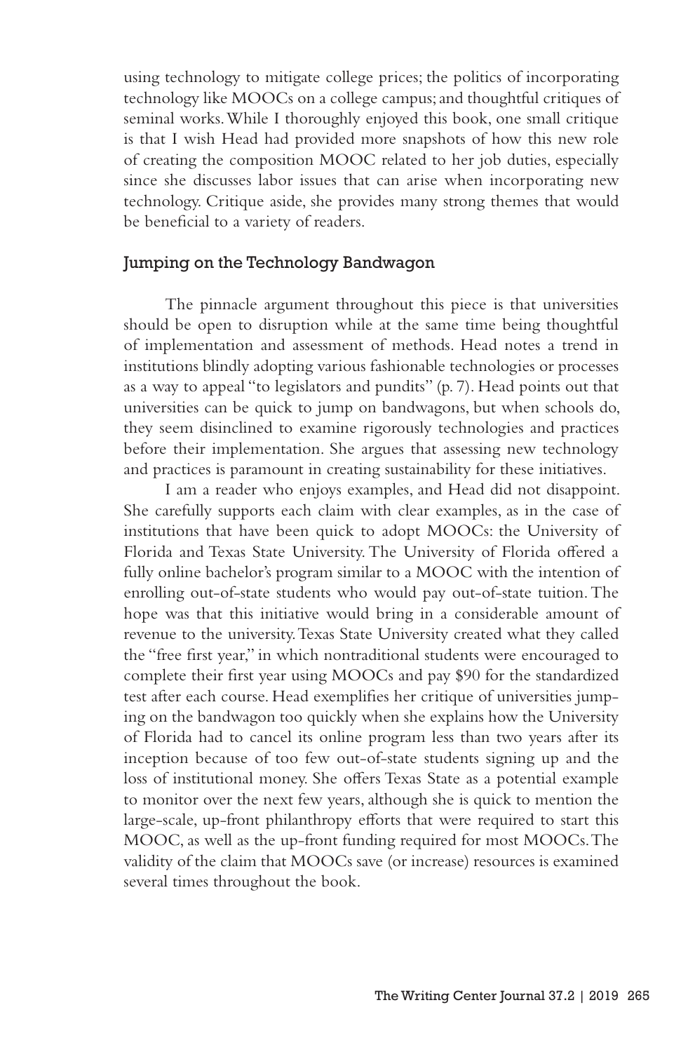using technology to mitigate college prices; the politics of incorporating technology like MOOCs on a college campus; and thoughtful critiques of seminal works. While I thoroughly enjoyed this book, one small critique is that I wish Head had provided more snapshots of how this new role of creating the composition MOOC related to her job duties, especially since she discusses labor issues that can arise when incorporating new technology. Critique aside, she provides many strong themes that would be beneficial to a variety of readers.

## Jumping on the Technology Bandwagon

The pinnacle argument throughout this piece is that universities should be open to disruption while at the same time being thoughtful of implementation and assessment of methods. Head notes a trend in institutions blindly adopting various fashionable technologies or processes as a way to appeal "to legislators and pundits" (p. 7). Head points out that universities can be quick to jump on bandwagons, but when schools do, they seem disinclined to examine rigorously technologies and practices before their implementation. She argues that assessing new technology and practices is paramount in creating sustainability for these initiatives.

I am a reader who enjoys examples, and Head did not disappoint. She carefully supports each claim with clear examples, as in the case of institutions that have been quick to adopt MOOCs: the University of Florida and Texas State University. The University of Florida offered a fully online bachelor's program similar to a MOOC with the intention of enrolling out-of-state students who would pay out-of-state tuition. The hope was that this initiative would bring in a considerable amount of revenue to the university. Texas State University created what they called the "free first year," in which nontraditional students were encouraged to complete their first year using MOOCs and pay $90 for the standardized test after each course. Head exemplifies her critique of universities jumping on the bandwagon too quickly when she explains how the University of Florida had to cancel its online program less than two years after its inception because of too few out-of-state students signing up and the loss of institutional money. She offers Texas State as a potential example to monitor over the next few years, although she is quick to mention the large-scale, up-front philanthropy efforts that were required to start this MOOC, as well as the up-front funding required for most MOOCs. The validity of the claim that MOOCs save (or increase) resources is examined several times throughout the book.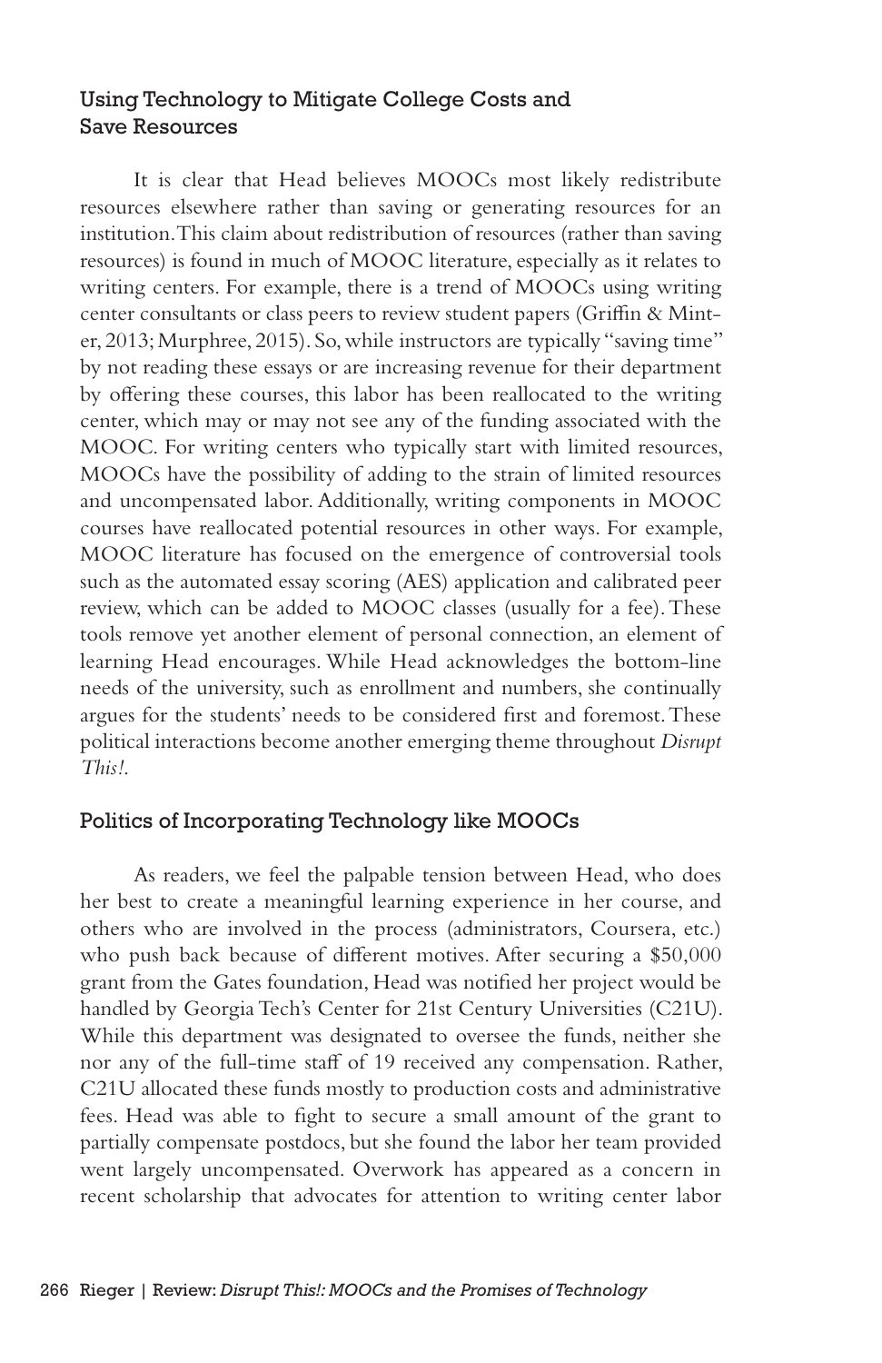### Using Technology to Mitigate College Costs and Save Resources

It is clear that Head believes MOOCs most likely redistribute resources elsewhere rather than saving or generating resources for an institution. This claim about redistribution of resources (rather than saving resources) is found in much of MOOC literature, especially as it relates to writing centers. For example, there is a trend of MOOCs using writing center consultants or class peers to review student papers (Griffin & Minter, 2013; Murphree, 2015). So, while instructors are typically "saving time" by not reading these essays or are increasing revenue for their department by offering these courses, this labor has been reallocated to the writing center, which may or may not see any of the funding associated with the MOOC. For writing centers who typically start with limited resources, MOOCs have the possibility of adding to the strain of limited resources and uncompensated labor. Additionally, writing components in MOOC courses have reallocated potential resources in other ways. For example, MOOC literature has focused on the emergence of controversial tools such as the automated essay scoring (AES) application and calibrated peer review, which can be added to MOOC classes (usually for a fee). These tools remove yet another element of personal connection, an element of learning Head encourages. While Head acknowledges the bottom-line needs of the university, such as enrollment and numbers, she continually argues for the students' needs to be considered first and foremost. These political interactions become another emerging theme throughout *Disrupt This!.*

### Politics of Incorporating Technology like MOOCs

As readers, we feel the palpable tension between Head, who does her best to create a meaningful learning experience in her course, and others who are involved in the process (administrators, Coursera, etc.) who push back because of different motives. After securing a $50,000 grant from the Gates foundation, Head was notified her project would be handled by Georgia Tech's Center for 21st Century Universities (C21U). While this department was designated to oversee the funds, neither she nor any of the full-time staff of 19 received any compensation. Rather, C21U allocated these funds mostly to production costs and administrative fees. Head was able to fight to secure a small amount of the grant to partially compensate postdocs, but she found the labor her team provided went largely uncompensated. Overwork has appeared as a concern in recent scholarship that advocates for attention to writing center labor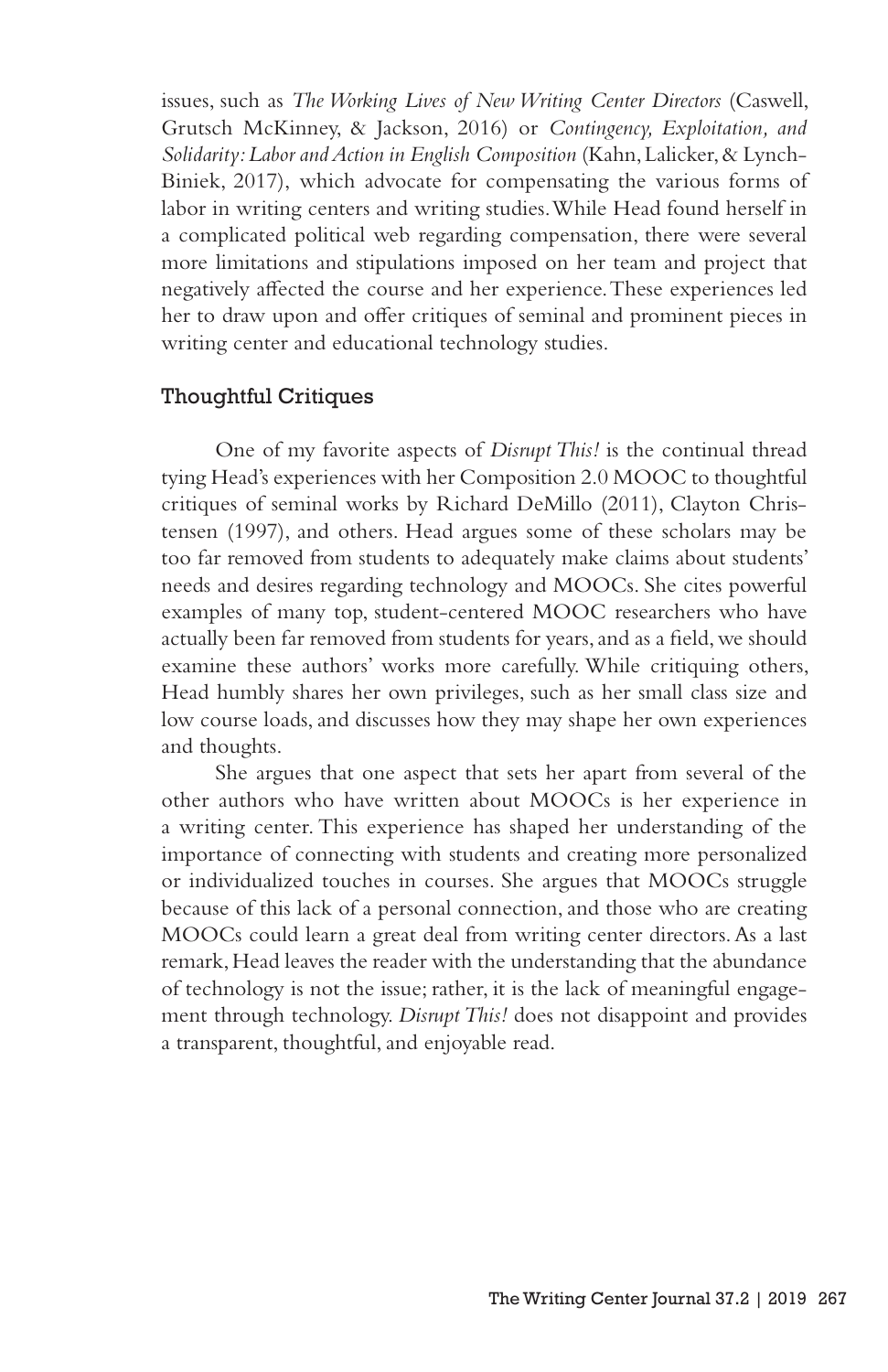issues, such as *The Working Lives of New Writing Center Directors* (Caswell, Grutsch McKinney, & Jackson, 2016) or *Contingency, Exploitation, and Solidarity: Labor and Action in English Composition* (Kahn, Lalicker, & Lynch-Biniek, 2017), which advocate for compensating the various forms of labor in writing centers and writing studies. While Head found herself in a complicated political web regarding compensation, there were several more limitations and stipulations imposed on her team and project that negatively affected the course and her experience. These experiences led her to draw upon and offer critiques of seminal and prominent pieces in writing center and educational technology studies.

## Thoughtful Critiques

One of my favorite aspects of *Disrupt This!* is the continual thread tying Head's experiences with her Composition 2.0 MOOC to thoughtful critiques of seminal works by Richard DeMillo (2011), Clayton Christensen (1997), and others. Head argues some of these scholars may be too far removed from students to adequately make claims about students' needs and desires regarding technology and MOOCs. She cites powerful examples of many top, student-centered MOOC researchers who have actually been far removed from students for years, and as a field, we should examine these authors' works more carefully. While critiquing others, Head humbly shares her own privileges, such as her small class size and low course loads, and discusses how they may shape her own experiences and thoughts.

She argues that one aspect that sets her apart from several of the other authors who have written about MOOCs is her experience in a writing center. This experience has shaped her understanding of the importance of connecting with students and creating more personalized or individualized touches in courses. She argues that MOOCs struggle because of this lack of a personal connection, and those who are creating MOOCs could learn a great deal from writing center directors. As a last remark, Head leaves the reader with the understanding that the abundance of technology is not the issue; rather, it is the lack of meaningful engagement through technology. *Disrupt This!* does not disappoint and provides a transparent, thoughtful, and enjoyable read.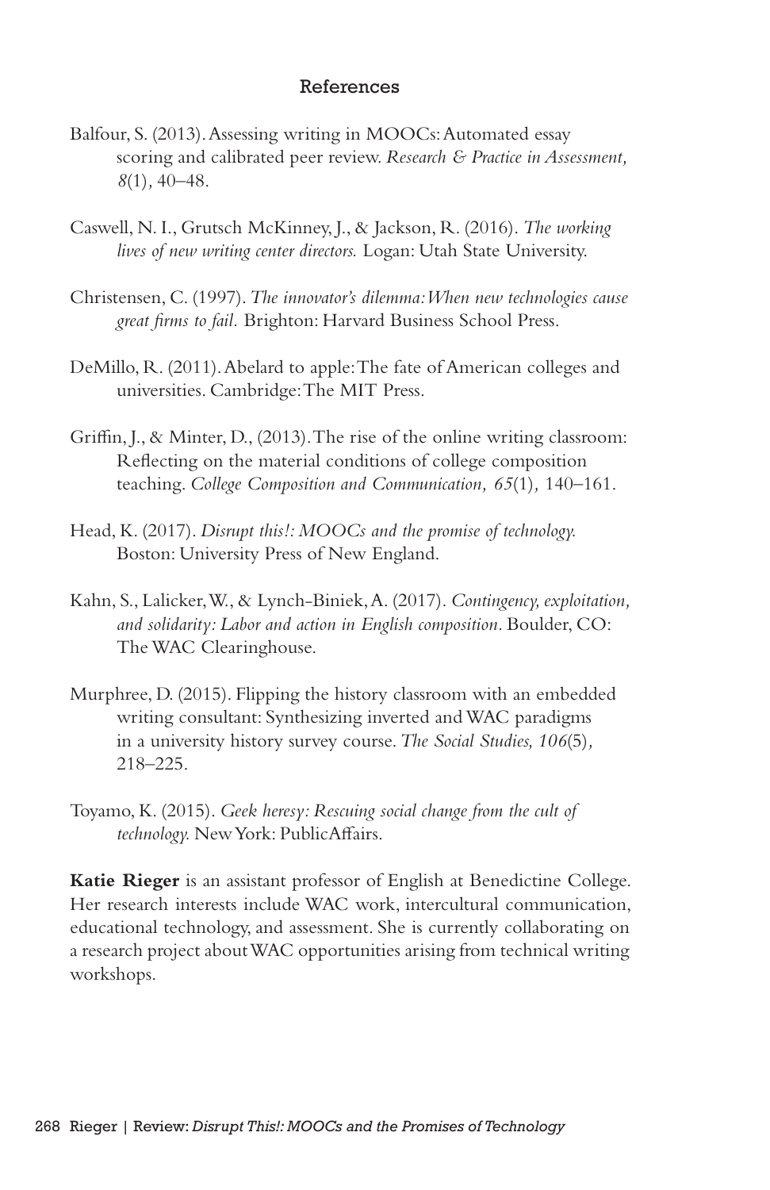## References

Balfour, S. (2013). Assessing writing in MOOCs: Automated essay scoring and calibrated peer review. *Research & Practice in Assessment, 8*(1), 40–48.

Caswell, N. I., Grutsch McKinney, J., & Jackson, R. (2016). *The working lives of new writing center directors.* Logan: Utah State University.

Christensen, C. (1997). *The innovator's dilemma: When new technologies cause great firms to fail.* Brighton: Harvard Business School Press.

DeMillo, R. (2011). Abelard to apple: The fate of American colleges and universities. Cambridge: The MIT Press.

Griffin, J., & Minter, D., (2013). The rise of the online writing classroom: Reflecting on the material conditions of college composition teaching. *College Composition and Communication, 65*(1), 140–161.

Head, K. (2017). *Disrupt this!: MOOCs and the promise of technology.* Boston: University Press of New England.

Kahn, S., Lalicker, W., & Lynch-Biniek, A. (2017). *Contingency, exploitation, and solidarity: Labor and action in English composition.* Boulder, CO: The WAC Clearinghouse.

Murphree, D. (2015). Flipping the history classroom with an embedded writing consultant: Synthesizing inverted and WAC paradigms in a university history survey course. *The Social Studies, 106*(5), 218–225.

Toyamo, K. (2015). *Geek heresy: Rescuing social change from the cult of technology.* New York: PublicAffairs.

**Katie Rieger** is an assistant professor of English at Benedictine College. Her research interests include WAC work, intercultural communication, educational technology, and assessment. She is currently collaborating on a research project about WAC opportunities arising from technical writing workshops.